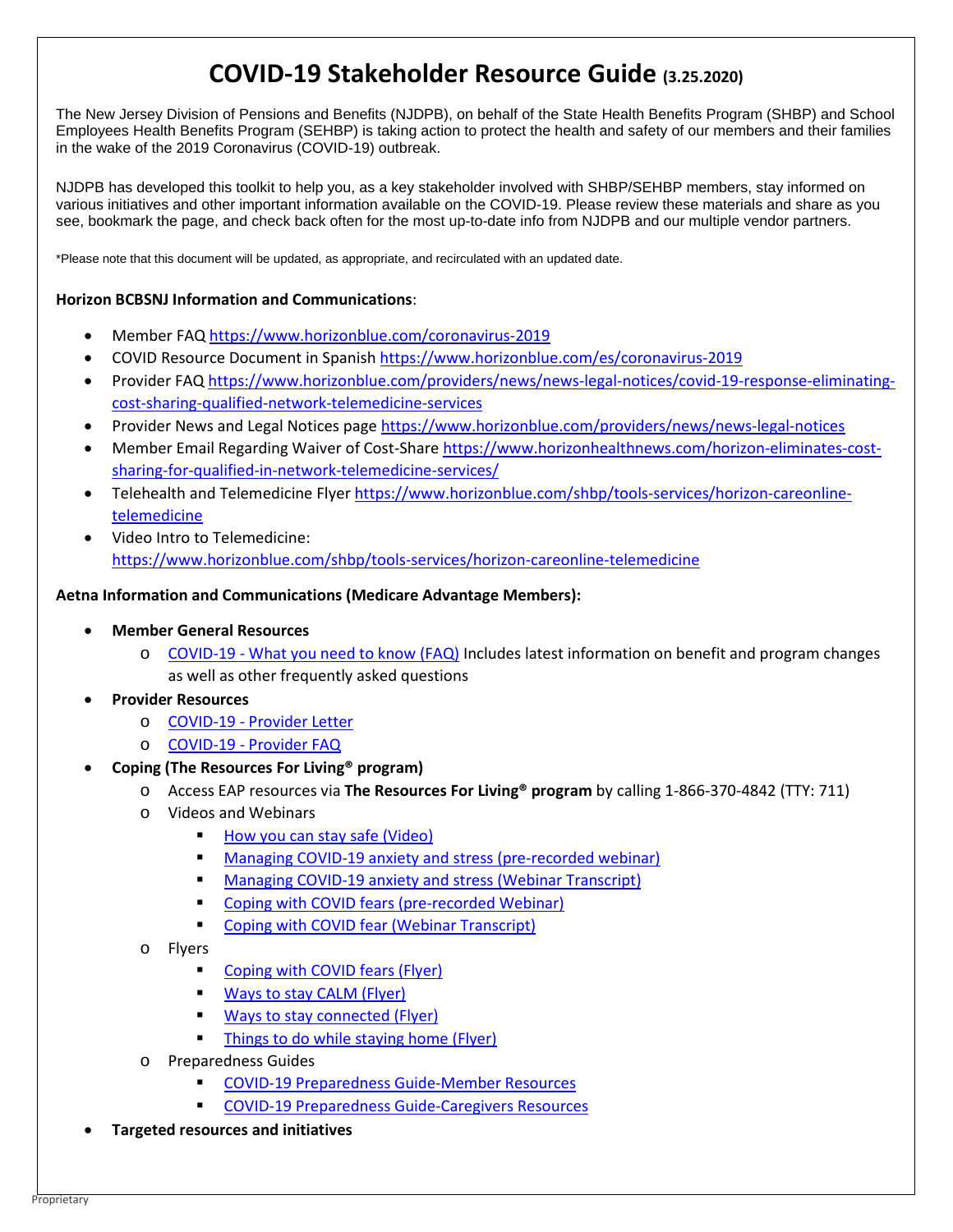# COVID-19 Stakeholder Resource Guide (3.25.2020)

The New Jersey Division of Pensions and Benefits (NJDPB), on behalf of the State Health Benefits Program (SHBP) and School Employees Health Benefits Program (SEHBP) is taking action to protect the health and safety of our members and their families in the wake of the 2019 Coronavirus (COVID-19) outbreak.

NJDPB has developed this toolkit to help you, as a key stakeholder involved with SHBP/SEHBP members, stay informed on various initiatives and other important information available on the COVID-19. Please review these materials and share as you see, bookmark the page, and check back often for the most up-to-date info from NJDPB and our multiple vendor partners.

*Please note that this document will be updated, as appropriate, and recirculated with an updated date.

**Horizon BCBSNJ Information and Communications**:

- Member FAQ https://www.horizonblue.com/coronavirus-2019
- COVID Resource Document in Spanish https://www.horizonblue.com/es/coronavirus-2019
- Provider FAQ https://www.horizonblue.com/providers/news/news-legal-notices/covid-19-response-eliminating-cost-sharing-qualified-network-telemedicine-services
- Provider News and Legal Notices page https://www.horizonblue.com/providers/news/news-legal-notices
- Member Email Regarding Waiver of Cost-Share https://www.horizonhealthnews.com/horizon-eliminates-cost-sharing-for-qualified-in-network-telemedicine-services/
- Telehealth and Telemedicine Flyer https://www.horizonblue.com/shbp/tools-services/horizon-careonline-telemedicine
- Video Intro to Telemedicine: https://www.horizonblue.com/shbp/tools-services/horizon-careonline-telemedicine

**Aetna Information and Communications (Medicare Advantage Members):**

- **Member General Resources**
  - COVID-19 - What you need to know (FAQ) Includes latest information on benefit and program changes as well as other frequently asked questions
- **Provider Resources**
  - COVID-19 - Provider Letter
  - COVID-19 - Provider FAQ
- **Coping (The Resources For Living® program)**
  - Access EAP resources via **The Resources For Living® program** by calling 1-866-370-4842 (TTY: 711)
  - Videos and Webinars
    - How you can stay safe (Video)
    - Managing COVID-19 anxiety and stress (pre-recorded webinar)
    - Managing COVID-19 anxiety and stress (Webinar Transcript)
    - Coping with COVID fears (pre-recorded Webinar)
    - Coping with COVID fear (Webinar Transcript)
  - Flyers
    - Coping with COVID fears (Flyer)
    - Ways to stay CALM (Flyer)
    - Ways to stay connected (Flyer)
    - Things to do while staying home (Flyer)
  - Preparedness Guides
    - COVID-19 Preparedness Guide-Member Resources
    - COVID-19 Preparedness Guide-Caregivers Resources
- **Targeted resources and initiatives**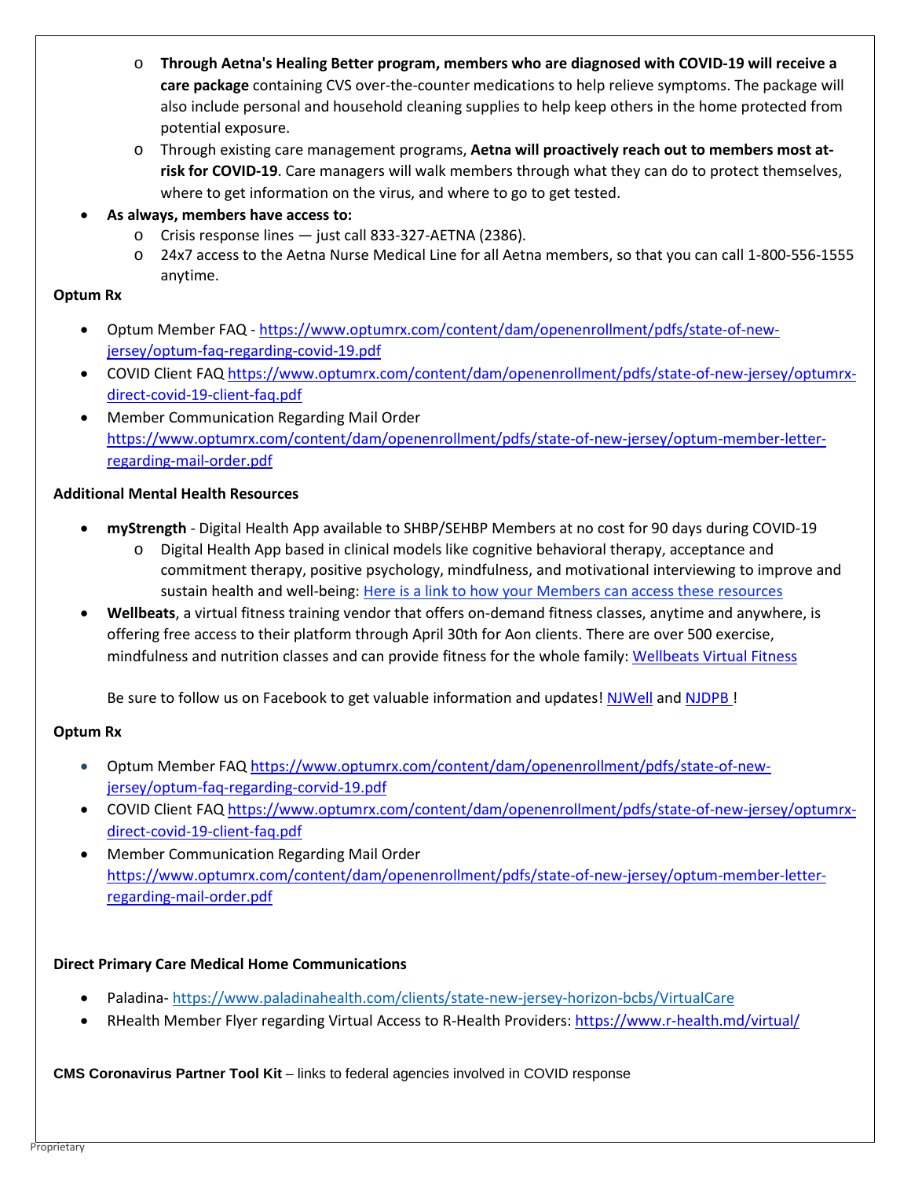- **Through Aetna's Healing Better program, members who are diagnosed with COVID-19 will receive a care package** containing CVS over-the-counter medications to help relieve symptoms. The package will also include personal and household cleaning supplies to help keep others in the home protected from potential exposure.
  - Through existing care management programs, **Aetna will proactively reach out to members most at-risk for COVID-19**. Care managers will walk members through what they can do to protect themselves, where to get information on the virus, and where to go to get tested.
- **As always, members have access to:**
  - Crisis response lines — just call 833-327-AETNA (2386).
  - 24x7 access to the Aetna Nurse Medical Line for all Aetna members, so that you can call 1-800-556-1555 anytime.

**Optum Rx**

- Optum Member FAQ - https://www.optumrx.com/content/dam/openenrollment/pdfs/state-of-new-jersey/optum-faq-regarding-covid-19.pdf
- COVID Client FAQ https://www.optumrx.com/content/dam/openenrollment/pdfs/state-of-new-jersey/optumrx-direct-covid-19-client-faq.pdf
- Member Communication Regarding Mail Order https://www.optumrx.com/content/dam/openenrollment/pdfs/state-of-new-jersey/optum-member-letter-regarding-mail-order.pdf

**Additional Mental Health Resources**

- **myStrength** - Digital Health App available to SHBP/SEHBP Members at no cost for 90 days during COVID-19
  - Digital Health App based in clinical models like cognitive behavioral therapy, acceptance and commitment therapy, positive psychology, mindfulness, and motivational interviewing to improve and sustain health and well-being: Here is a link to how your Members can access these resources
- **Wellbeats**, a virtual fitness training vendor that offers on-demand fitness classes, anytime and anywhere, is offering free access to their platform through April 30th for Aon clients. There are over 500 exercise, mindfulness and nutrition classes and can provide fitness for the whole family: Wellbeats Virtual Fitness

  Be sure to follow us on Facebook to get valuable information and updates! NJWell and NJDPB !

**Optum Rx**

- Optum Member FAQ https://www.optumrx.com/content/dam/openenrollment/pdfs/state-of-new-jersey/optum-faq-regarding-corvid-19.pdf
- COVID Client FAQ https://www.optumrx.com/content/dam/openenrollment/pdfs/state-of-new-jersey/optumrx-direct-covid-19-client-faq.pdf
- Member Communication Regarding Mail Order https://www.optumrx.com/content/dam/openenrollment/pdfs/state-of-new-jersey/optum-member-letter-regarding-mail-order.pdf

**Direct Primary Care Medical Home Communications**

- Paladina- https://www.paladinahealth.com/clients/state-new-jersey-horizon-bcbs/VirtualCare
- RHealth Member Flyer regarding Virtual Access to R-Health Providers: https://www.r-health.md/virtual/

**CMS Coronavirus Partner Tool Kit** – links to federal agencies involved in COVID response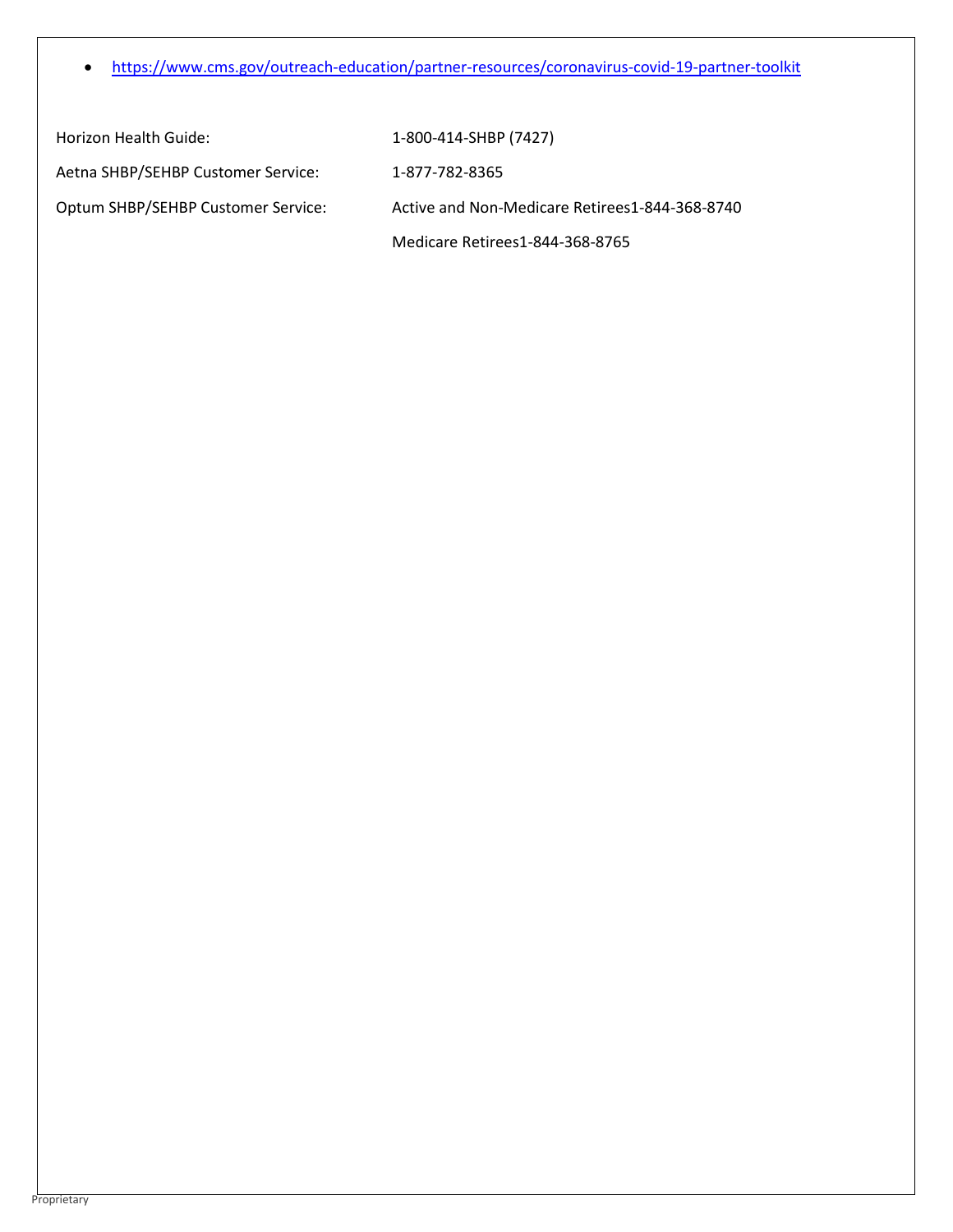- https://www.cms.gov/outreach-education/partner-resources/coronavirus-covid-19-partner-toolkit

| | |
|---|---|
| Horizon Health Guide: | 1-800-414-SHBP (7427) |
| Aetna SHBP/SEHBP Customer Service: | 1-877-782-8365 |
| Optum SHBP/SEHBP Customer Service: | Active and Non-Medicare Retirees1-844-368-8740 |
| | Medicare Retirees1-844-368-8765 |

Proprietary